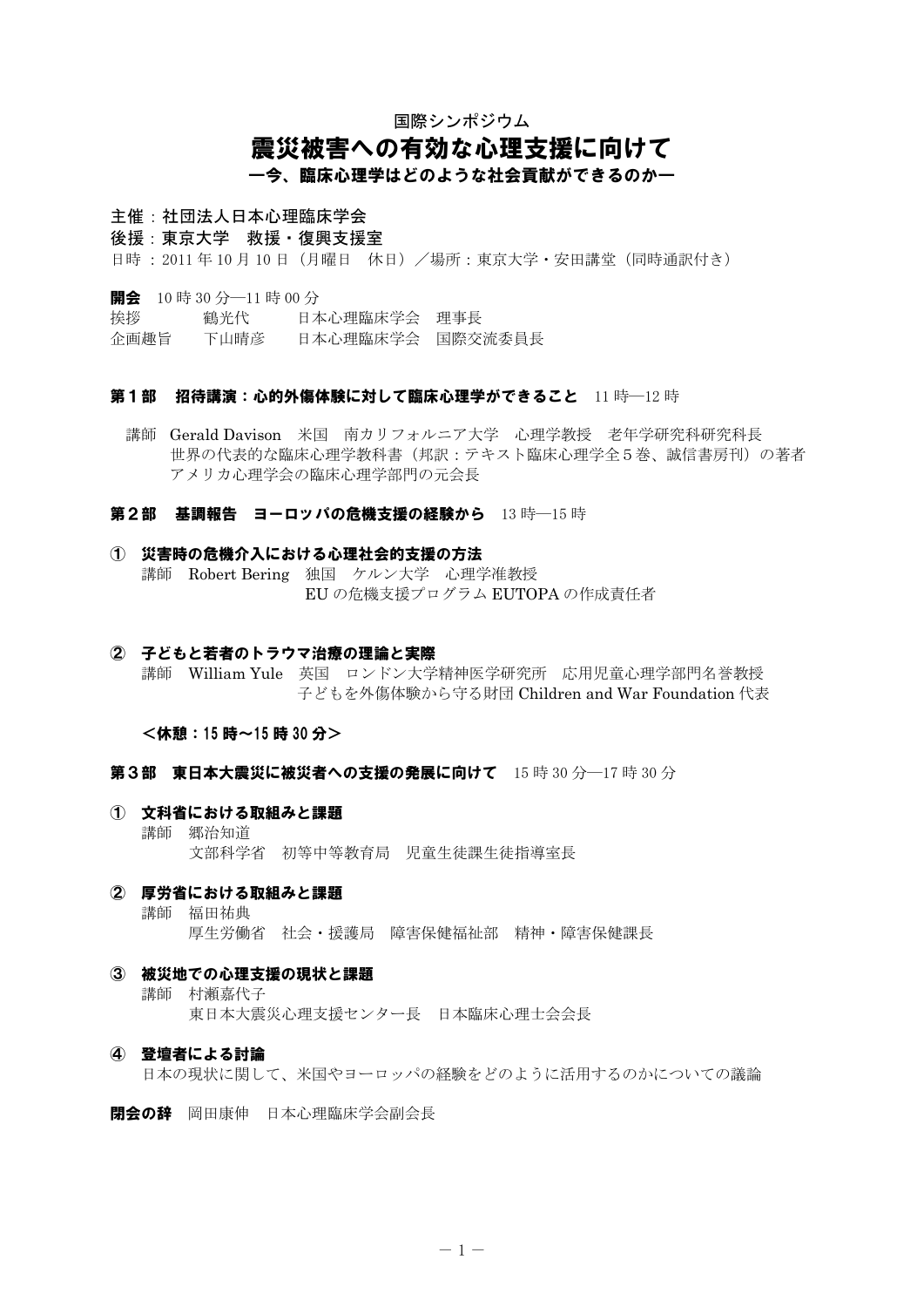国際シンポジウム

# 震災被害への有効な心理支援に向けて

## ―今、臨床心理学はどのような社会貢献ができるのか―

**主催：社団法人日本心理臨床学会**
**後援：東京大学　救援・復興支援室**
日時：2011 年 10 月 10 日（月曜日　休日）／場所：東京大学・安田講堂（同時通訳付き）

**開会**　10 時 30 分―11 時 00 分
挨拶　　　鶴光代　　　日本心理臨床学会　理事長
企画趣旨　下山晴彦　　日本心理臨床学会　国際交流委員長

### 第１部　招待講演：心的外傷体験に対して臨床心理学ができること　11 時―12 時

講師　Gerald Davison　米国　南カリフォルニア大学　心理学教授　老年学研究科研究科長
世界の代表的な臨床心理学教科書（邦訳：テキスト臨床心理学全５巻、誠信書房刊）の著者
アメリカ心理学会の臨床心理学部門の元会長

### 第２部　基調報告　ヨーロッパの危機支援の経験から　13 時―15 時

**①　災害時の危機介入における心理社会的支援の方法**
講師　Robert Bering　独国　ケルン大学　心理学准教授
EU の危機支援プログラム EUTOPA の作成責任者

**②　子どもと若者のトラウマ治療の理論と実際**
講師　William Yule　英国　ロンドン大学精神医学研究所　応用児童心理学部門名誉教授
子どもを外傷体験から守る財団 Children and War Foundation 代表

**＜休憩：15 時～15 時 30 分＞**

### 第３部　東日本大震災に被災者への支援の発展に向けて　15 時 30 分―17 時 30 分

**①　文科省における取組みと課題**
講師　郷治知道
文部科学省　初等中等教育局　児童生徒課生徒指導室長

**②　厚労省における取組みと課題**
講師　福田祐典
厚生労働省　社会・援護局　障害保健福祉部　精神・障害保健課長

**③　被災地での心理支援の現状と課題**
講師　村瀬嘉代子
東日本大震災心理支援センター長　日本臨床心理士会会長

**④　登壇者による討論**
日本の現状に関して、米国やヨーロッパの経験をどのように活用するのかについての議論

**閉会の辞**　岡田康伸　日本心理臨床学会副会長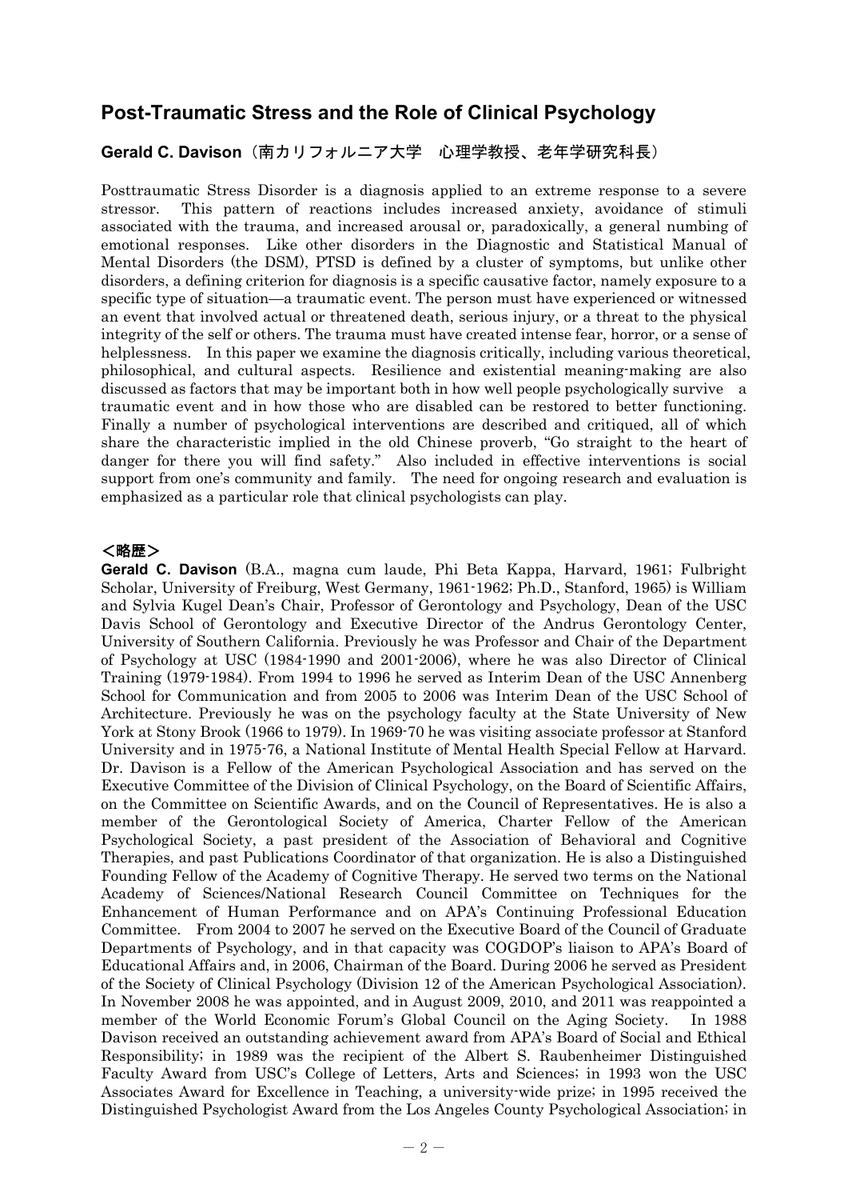## Post-Traumatic Stress and the Role of Clinical Psychology

### Gerald C. Davison（南カリフォルニア大学　心理学教授、老年学研究科長）

Posttraumatic Stress Disorder is a diagnosis applied to an extreme response to a severe stressor. This pattern of reactions includes increased anxiety, avoidance of stimuli associated with the trauma, and increased arousal or, paradoxically, a general numbing of emotional responses. Like other disorders in the Diagnostic and Statistical Manual of Mental Disorders (the DSM), PTSD is defined by a cluster of symptoms, but unlike other disorders, a defining criterion for diagnosis is a specific causative factor, namely exposure to a specific type of situation—a traumatic event. The person must have experienced or witnessed an event that involved actual or threatened death, serious injury, or a threat to the physical integrity of the self or others. The trauma must have created intense fear, horror, or a sense of helplessness. In this paper we examine the diagnosis critically, including various theoretical, philosophical, and cultural aspects. Resilience and existential meaning-making are also discussed as factors that may be important both in how well people psychologically survive a traumatic event and in how those who are disabled can be restored to better functioning. Finally a number of psychological interventions are described and critiqued, all of which share the characteristic implied in the old Chinese proverb, "Go straight to the heart of danger for there you will find safety." Also included in effective interventions is social support from one's community and family. The need for ongoing research and evaluation is emphasized as a particular role that clinical psychologists can play.

### ＜略歴＞

**Gerald C. Davison** (B.A., magna cum laude, Phi Beta Kappa, Harvard, 1961; Fulbright Scholar, University of Freiburg, West Germany, 1961-1962; Ph.D., Stanford, 1965) is William and Sylvia Kugel Dean's Chair, Professor of Gerontology and Psychology, Dean of the USC Davis School of Gerontology and Executive Director of the Andrus Gerontology Center, University of Southern California. Previously he was Professor and Chair of the Department of Psychology at USC (1984-1990 and 2001-2006), where he was also Director of Clinical Training (1979-1984). From 1994 to 1996 he served as Interim Dean of the USC Annenberg School for Communication and from 2005 to 2006 was Interim Dean of the USC School of Architecture. Previously he was on the psychology faculty at the State University of New York at Stony Brook (1966 to 1979). In 1969-70 he was visiting associate professor at Stanford University and in 1975-76, a National Institute of Mental Health Special Fellow at Harvard. Dr. Davison is a Fellow of the American Psychological Association and has served on the Executive Committee of the Division of Clinical Psychology, on the Board of Scientific Affairs, on the Committee on Scientific Awards, and on the Council of Representatives. He is also a member of the Gerontological Society of America, Charter Fellow of the American Psychological Society, a past president of the Association of Behavioral and Cognitive Therapies, and past Publications Coordinator of that organization. He is also a Distinguished Founding Fellow of the Academy of Cognitive Therapy. He served two terms on the National Academy of Sciences/National Research Council Committee on Techniques for the Enhancement of Human Performance and on APA's Continuing Professional Education Committee. From 2004 to 2007 he served on the Executive Board of the Council of Graduate Departments of Psychology, and in that capacity was COGDOP's liaison to APA's Board of Educational Affairs and, in 2006, Chairman of the Board. During 2006 he served as President of the Society of Clinical Psychology (Division 12 of the American Psychological Association). In November 2008 he was appointed, and in August 2009, 2010, and 2011 was reappointed a member of the World Economic Forum's Global Council on the Aging Society. In 1988 Davison received an outstanding achievement award from APA's Board of Social and Ethical Responsibility; in 1989 was the recipient of the Albert S. Raubenheimer Distinguished Faculty Award from USC's College of Letters, Arts and Sciences; in 1993 won the USC Associates Award for Excellence in Teaching, a university-wide prize; in 1995 received the Distinguished Psychologist Award from the Los Angeles County Psychological Association; in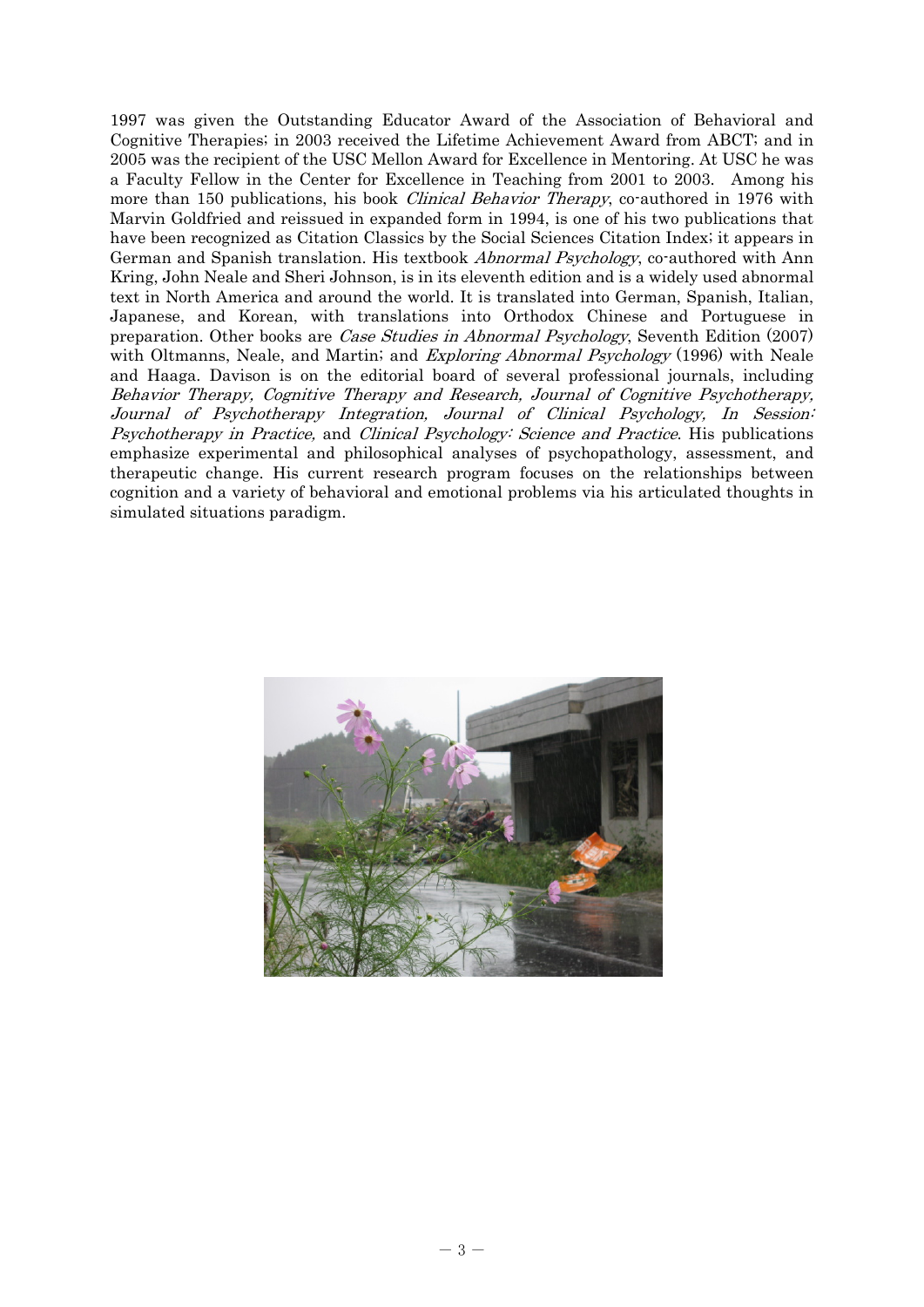1997 was given the Outstanding Educator Award of the Association of Behavioral and Cognitive Therapies; in 2003 received the Lifetime Achievement Award from ABCT; and in 2005 was the recipient of the USC Mellon Award for Excellence in Mentoring. At USC he was a Faculty Fellow in the Center for Excellence in Teaching from 2001 to 2003. Among his more than 150 publications, his book *Clinical Behavior Therapy*, co-authored in 1976 with Marvin Goldfried and reissued in expanded form in 1994, is one of his two publications that have been recognized as Citation Classics by the Social Sciences Citation Index; it appears in German and Spanish translation. His textbook *Abnormal Psychology*, co-authored with Ann Kring, John Neale and Sheri Johnson, is in its eleventh edition and is a widely used abnormal text in North America and around the world. It is translated into German, Spanish, Italian, Japanese, and Korean, with translations into Orthodox Chinese and Portuguese in preparation. Other books are *Case Studies in Abnormal Psychology*, Seventh Edition (2007) with Oltmanns, Neale, and Martin; and *Exploring Abnormal Psychology* (1996) with Neale and Haaga. Davison is on the editorial board of several professional journals, including *Behavior Therapy, Cognitive Therapy and Research, Journal of Cognitive Psychotherapy, Journal of Psychotherapy Integration, Journal of Clinical Psychology, In Session: Psychotherapy in Practice,* and *Clinical Psychology: Science and Practice*. His publications emphasize experimental and philosophical analyses of psychopathology, assessment, and therapeutic change. His current research program focuses on the relationships between cognition and a variety of behavioral and emotional problems via his articulated thoughts in simulated situations paradigm.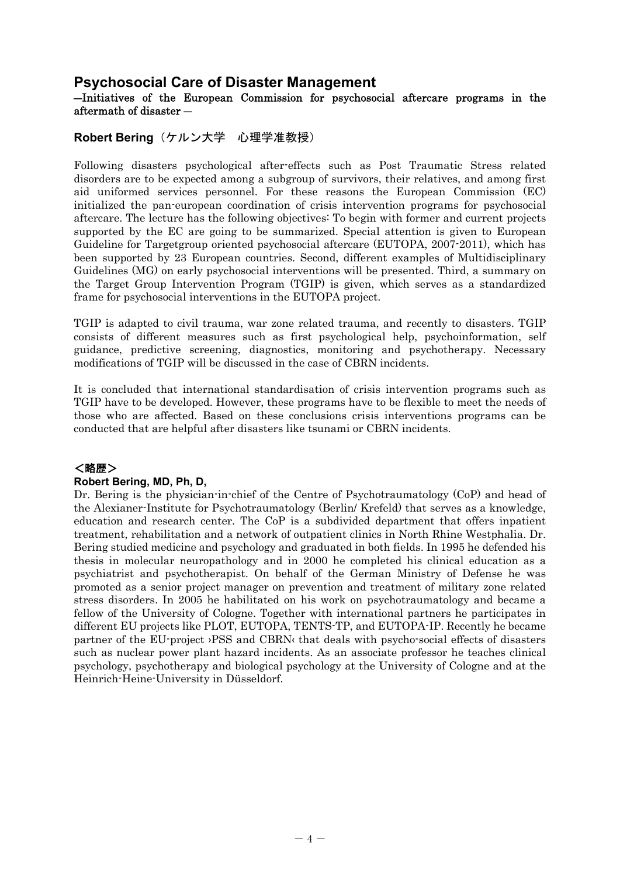# Psychosocial Care of Disaster Management

**—Initiatives of the European Commission for psychosocial aftercare programs in the aftermath of disaster —**

## Robert Bering（ケルン大学　心理学准教授）

Following disasters psychological after-effects such as Post Traumatic Stress related disorders are to be expected among a subgroup of survivors, their relatives, and among first aid uniformed services personnel. For these reasons the European Commission (EC) initialized the pan-european coordination of crisis intervention programs for psychosocial aftercare. The lecture has the following objectives: To begin with former and current projects supported by the EC are going to be summarized. Special attention is given to European Guideline for Targetgroup oriented psychosocial aftercare (EUTOPA, 2007-2011), which has been supported by 23 European countries. Second, different examples of Multidisciplinary Guidelines (MG) on early psychosocial interventions will be presented. Third, a summary on the Target Group Intervention Program (TGIP) is given, which serves as a standardized frame for psychosocial interventions in the EUTOPA project.

TGIP is adapted to civil trauma, war zone related trauma, and recently to disasters. TGIP consists of different measures such as first psychological help, psychoinformation, self guidance, predictive screening, diagnostics, monitoring and psychotherapy. Necessary modifications of TGIP will be discussed in the case of CBRN incidents.

It is concluded that international standardisation of crisis intervention programs such as TGIP have to be developed. However, these programs have to be flexible to meet the needs of those who are affected. Based on these conclusions crisis interventions programs can be conducted that are helpful after disasters like tsunami or CBRN incidents.

### ＜略歴＞

**Robert Bering, MD, Ph, D,**

Dr. Bering is the physician-in-chief of the Centre of Psychotraumatology (CoP) and head of the Alexianer-Institute for Psychotraumatology (Berlin/ Krefeld) that serves as a knowledge, education and research center. The CoP is a subdivided department that offers inpatient treatment, rehabilitation and a network of outpatient clinics in North Rhine Westphalia. Dr. Bering studied medicine and psychology and graduated in both fields. In 1995 he defended his thesis in molecular neuropathology and in 2000 he completed his clinical education as a psychiatrist and psychotherapist. On behalf of the German Ministry of Defense he was promoted as a senior project manager on prevention and treatment of military zone related stress disorders. In 2005 he habilitated on his work on psychotraumatology and became a fellow of the University of Cologne. Together with international partners he participates in different EU projects like PLOT, EUTOPA, TENTS-TP, and EUTOPA-IP. Recently he became partner of the EU-project ›PSS and CBRN‹ that deals with psycho-social effects of disasters such as nuclear power plant hazard incidents. As an associate professor he teaches clinical psychology, psychotherapy and biological psychology at the University of Cologne and at the Heinrich-Heine-University in Düsseldorf.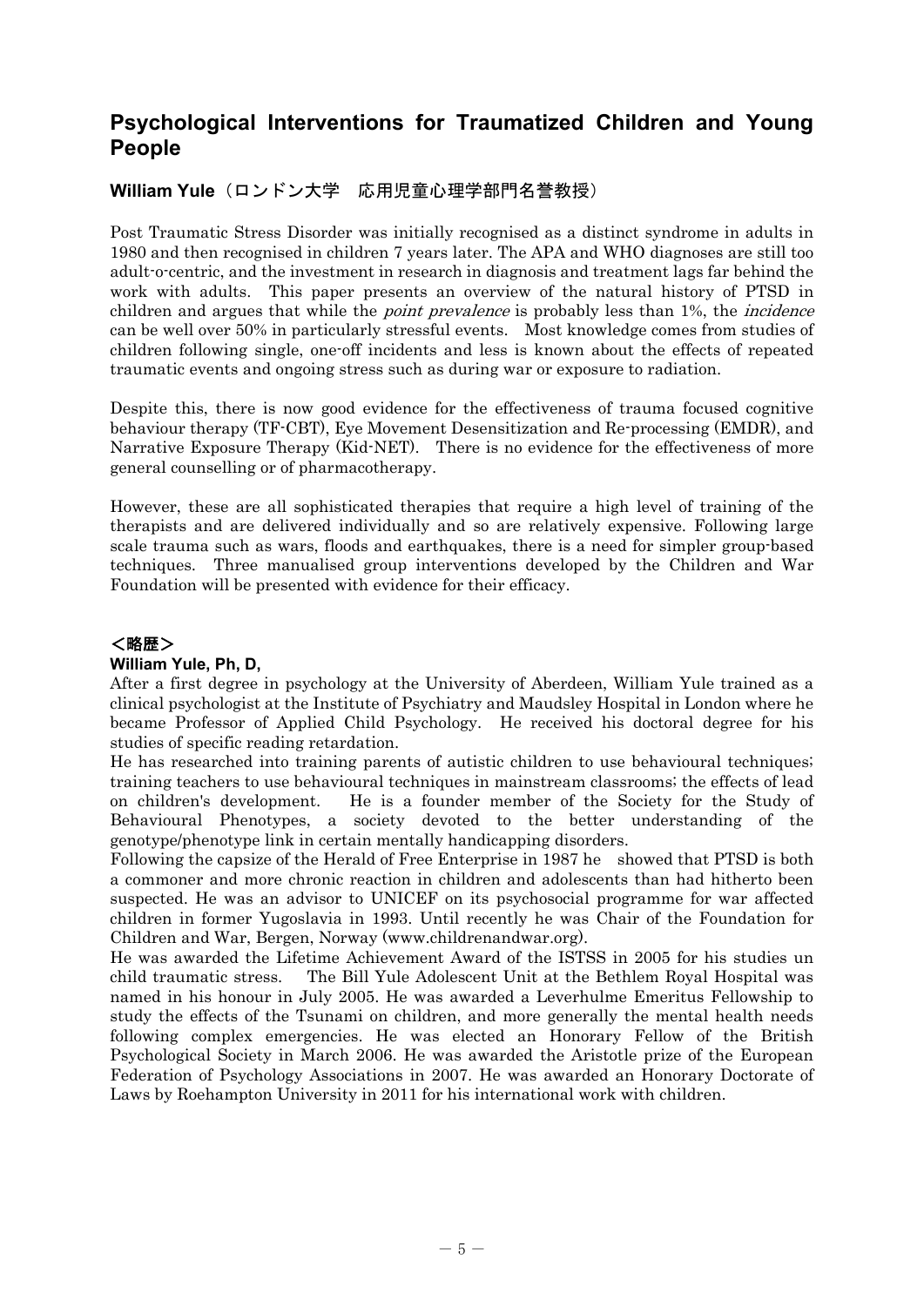# Psychological Interventions for Traumatized Children and Young People

**William Yule**（ロンドン大学　応用児童心理学部門名誉教授）

Post Traumatic Stress Disorder was initially recognised as a distinct syndrome in adults in 1980 and then recognised in children 7 years later. The APA and WHO diagnoses are still too adult-o-centric, and the investment in research in diagnosis and treatment lags far behind the work with adults. This paper presents an overview of the natural history of PTSD in children and argues that while the *point prevalence* is probably less than 1%, the *incidence* can be well over 50% in particularly stressful events. Most knowledge comes from studies of children following single, one-off incidents and less is known about the effects of repeated traumatic events and ongoing stress such as during war or exposure to radiation.

Despite this, there is now good evidence for the effectiveness of trauma focused cognitive behaviour therapy (TF-CBT), Eye Movement Desensitization and Re-processing (EMDR), and Narrative Exposure Therapy (Kid-NET). There is no evidence for the effectiveness of more general counselling or of pharmacotherapy.

However, these are all sophisticated therapies that require a high level of training of the therapists and are delivered individually and so are relatively expensive. Following large scale trauma such as wars, floods and earthquakes, there is a need for simpler group-based techniques. Three manualised group interventions developed by the Children and War Foundation will be presented with evidence for their efficacy.

## ＜略歴＞

**William Yule, Ph, D,**

After a first degree in psychology at the University of Aberdeen, William Yule trained as a clinical psychologist at the Institute of Psychiatry and Maudsley Hospital in London where he became Professor of Applied Child Psychology. He received his doctoral degree for his studies of specific reading retardation.

He has researched into training parents of autistic children to use behavioural techniques; training teachers to use behavioural techniques in mainstream classrooms; the effects of lead on children's development. He is a founder member of the Society for the Study of Behavioural Phenotypes, a society devoted to the better understanding of the genotype/phenotype link in certain mentally handicapping disorders.

Following the capsize of the Herald of Free Enterprise in 1987 he showed that PTSD is both a commoner and more chronic reaction in children and adolescents than had hitherto been suspected. He was an advisor to UNICEF on its psychosocial programme for war affected children in former Yugoslavia in 1993. Until recently he was Chair of the Foundation for Children and War, Bergen, Norway (www.childrenandwar.org).

He was awarded the Lifetime Achievement Award of the ISTSS in 2005 for his studies un child traumatic stress. The Bill Yule Adolescent Unit at the Bethlem Royal Hospital was named in his honour in July 2005. He was awarded a Leverhulme Emeritus Fellowship to study the effects of the Tsunami on children, and more generally the mental health needs following complex emergencies. He was elected an Honorary Fellow of the British Psychological Society in March 2006. He was awarded the Aristotle prize of the European Federation of Psychology Associations in 2007. He was awarded an Honorary Doctorate of Laws by Roehampton University in 2011 for his international work with children.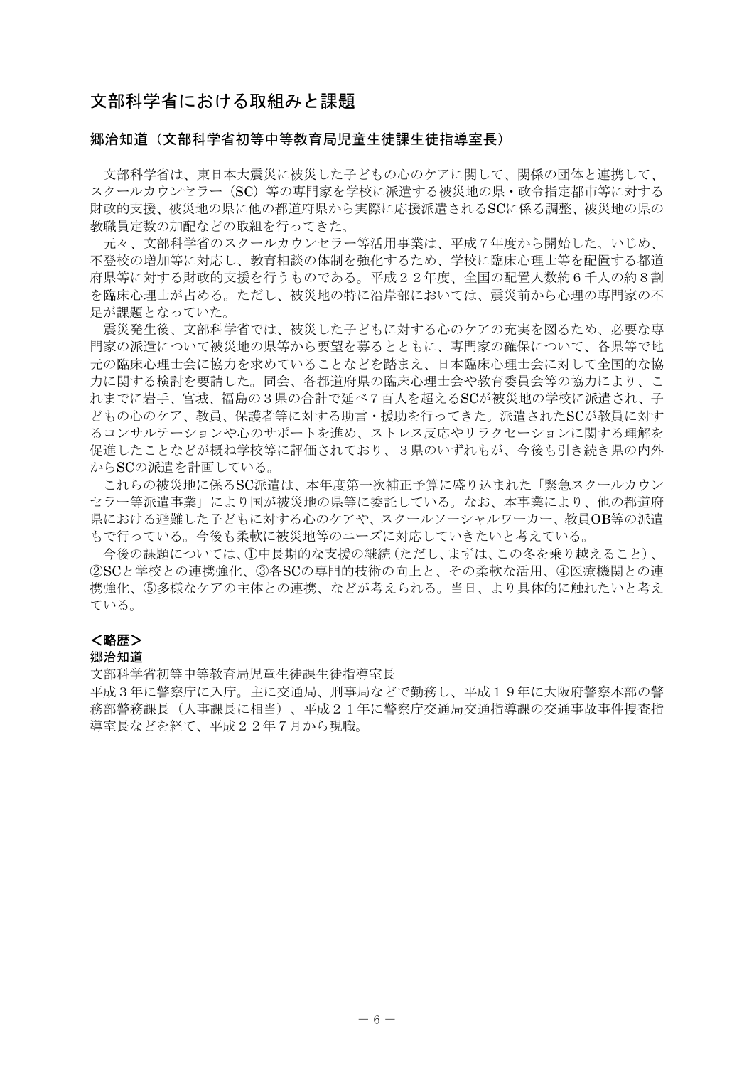# 文部科学省における取組みと課題

## 郷治知道（文部科学省初等中等教育局児童生徒課生徒指導室長）

文部科学省は、東日本大震災に被災した子どもの心のケアに関して、関係の団体と連携して、スクールカウンセラー（SC）等の専門家を学校に派遣する被災地の県・政令指定都市等に対する財政的支援、被災地の県に他の都道府県から実際に応援派遣されるSCに係る調整、被災地の県の教職員定数の加配などの取組を行ってきた。

元々、文部科学省のスクールカウンセラー等活用事業は、平成７年度から開始した。いじめ、不登校の増加等に対応し、教育相談の体制を強化するため、学校に臨床心理士等を配置する都道府県等に対する財政的支援を行うものである。平成２２年度、全国の配置人数約６千人の約８割を臨床心理士が占める。ただし、被災地の特に沿岸部においては、震災前から心理の専門家の不足が課題となっていた。

震災発生後、文部科学省では、被災した子どもに対する心のケアの充実を図るため、必要な専門家の派遣について被災地の県等から要望を募るとともに、専門家の確保について、各県等で地元の臨床心理士会に協力を求めていることなどを踏まえ、日本臨床心理士会に対して全国的な協力に関する検討を要請した。同会、各都道府県の臨床心理士会や教育委員会等の協力により、これまでに岩手、宮城、福島の３県の合計で延べ７百人を超えるSCが被災地の学校に派遣され、子どもの心のケア、教員、保護者等に対する助言・援助を行ってきた。派遣されたSCが教員に対するコンサルテーションや心のサポートを進め、ストレス反応やリラクセーションに関する理解を促進したことなどが概ね学校等に評価されており、３県のいずれもが、今後も引き続き県の内外からSCの派遣を計画している。

これらの被災地に係るSC派遣は、本年度第一次補正予算に盛り込まれた「緊急スクールカウンセラー等派遣事業」により国が被災地の県等に委託している。なお、本事業により、他の都道府県における避難した子どもに対する心のケアや、スクールソーシャルワーカー、教員OB等の派遣までも行っている。今後も柔軟に被災地等のニーズに対応していきたいと考えている。

今後の課題については、①中長期的な支援の継続（ただし、まずは、この冬を乗り越えること）、②SCと学校との連携強化、③各SCの専門的技術の向上と、その柔軟な活用、④医療機関との連携強化、⑤多様なケアの主体との連携、などが考えられる。当日、より具体的に触れたいと考えている。

### ＜略歴＞

**郷治知道**

文部科学省初等中等教育局児童生徒課生徒指導室長

平成３年に警察庁に入庁。主に交通局、刑事局などで勤務し、平成１９年に大阪府警察本部の警務部警務課長（人事課長に相当）、平成２１年に警察庁交通局交通指導課の交通事故事件捜査指導室長などを経て、平成２２年７月から現職。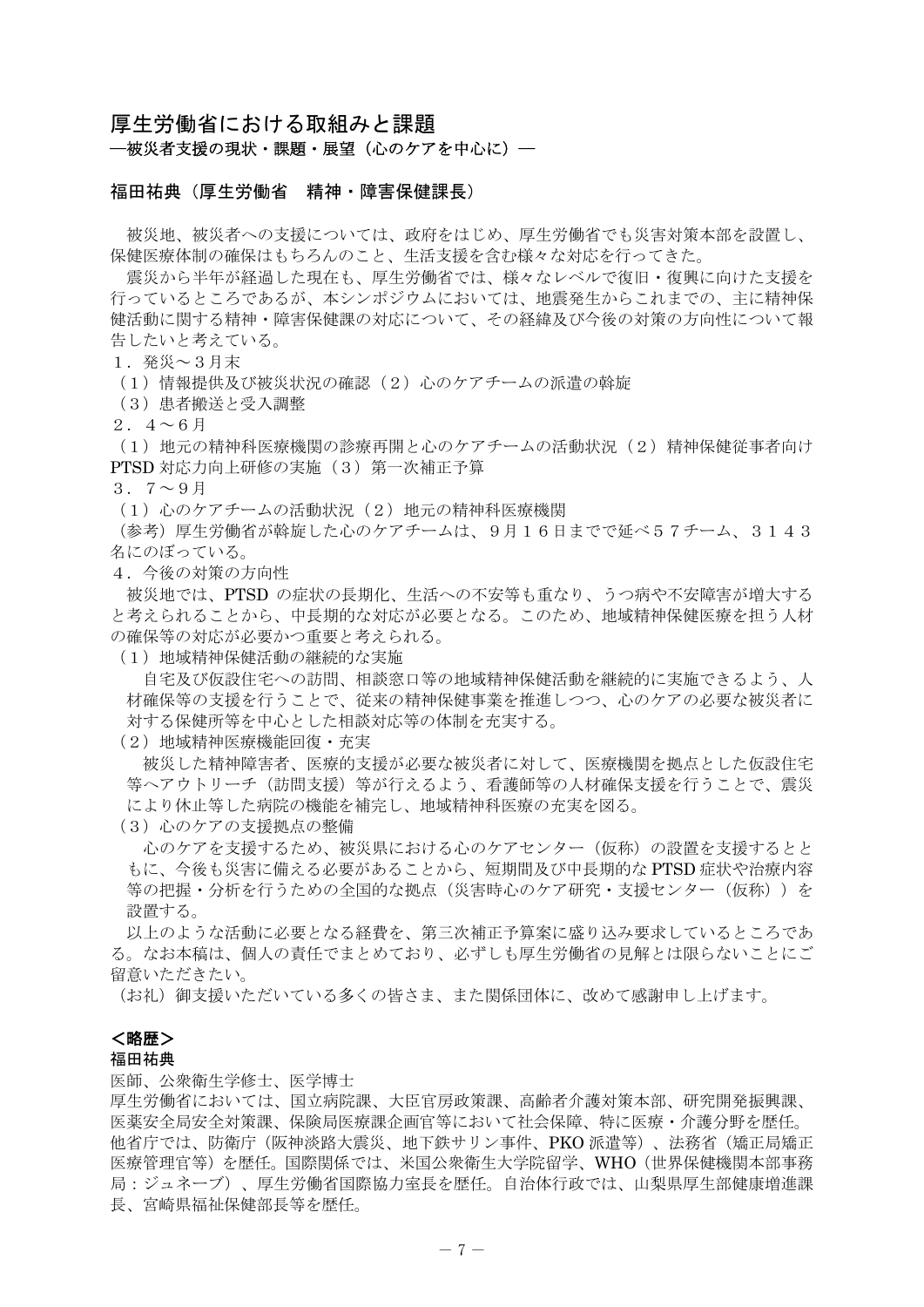## 厚生労働省における取組みと課題

**―被災者支援の現状・課題・展望（心のケアを中心に）―**

### 福田祐典（厚生労働省　精神・障害保健課長）

被災地、被災者への支援については、政府をはじめ、厚生労働省でも災害対策本部を設置し、保健医療体制の確保はもちろんのこと、生活支援を含む様々な対応を行ってきた。

震災から半年が経過した現在も、厚生労働省では、様々なレベルで復旧・復興に向けた支援を行っているところであるが、本シンポジウムにおいては、地震発生からこれまでの、主に精神保健活動に関する精神・障害保健課の対応について、その経緯及び今後の対策の方向性について報告したいと考えている。

１．発災～３月末

（１）情報提供及び被災状況の確認（２）心のケアチームの派遣の斡旋

（３）患者搬送と受入調整

２．４～６月

（１）地元の精神科医療機関の診療再開と心のケアチームの活動状況（２）精神保健従事者向けPTSD 対応力向上研修の実施（３）第一次補正予算

３．７～９月

（１）心のケアチームの活動状況（２）地元の精神科医療機関

（参考）厚生労働省が斡旋した心のケアチームは、９月１６日までで延べ５７チーム、３１４３名にのぼっている。

４．今後の対策の方向性

被災地では、PTSD の症状の長期化、生活への不安等も重なり、うつ病や不安障害が増大すると考えられることから、中長期的な対応が必要となる。このため、地域精神保健医療を担う人材の確保等の対応が必要かつ重要と考えられる。

（１）地域精神保健活動の継続的な実施

自宅及び仮設住宅への訪問、相談窓口等の地域精神保健活動を継続的に実施できるよう、人材確保等の支援を行うことで、従来の精神保健事業を推進しつつ、心のケアの必要な被災者に対する保健所等を中心とした相談対応等の体制を充実する。

（２）地域精神医療機能回復・充実

被災した精神障害者、医療的支援が必要な被災者に対して、医療機関を拠点とした仮設住宅等へアウトリーチ（訪問支援）等が行えるよう、看護師等の人材確保支援を行うことで、震災により休止等した病院の機能を補完し、地域精神科医療の充実を図る。

（３）心のケアの支援拠点の整備

心のケアを支援するため、被災県における心のケアセンター（仮称）の設置を支援するとともに、今後も災害に備える必要があることから、短期間及び中長期的な PTSD 症状や治療内容等の把握・分析を行うための全国的な拠点（災害時心のケア研究・支援センター（仮称））を設置する。

以上のような活動に必要となる経費を、第三次補正予算案に盛り込み要求しているところである。なお本稿は、個人の責任でまとめており、必ずしも厚生労働省の見解とは限らないことにご留意いただきたい。

（お礼）御支援いただいている多くの皆さま、また関係団体に、改めて感謝申し上げます。

### ＜略歴＞

**福田祐典**

医師、公衆衛生学修士、医学博士

厚生労働省においては、国立病院課、大臣官房政策課、高齢者介護対策本部、研究開発振興課、医薬安全局安全対策課、保険局医療課企画官等において社会保障、特に医療・介護分野を歴任。他省庁では、防衛庁（阪神淡路大震災、地下鉄サリン事件、PKO 派遣等）、法務省（矯正局矯正医療管理官等）を歴任。国際関係では、米国公衆衛生大学院留学、WHO（世界保健機関本部事務局：ジュネーブ）、厚生労働省国際協力室長を歴任。自治体行政では、山梨県厚生部健康増進課長、宮崎県福祉保健部長等を歴任。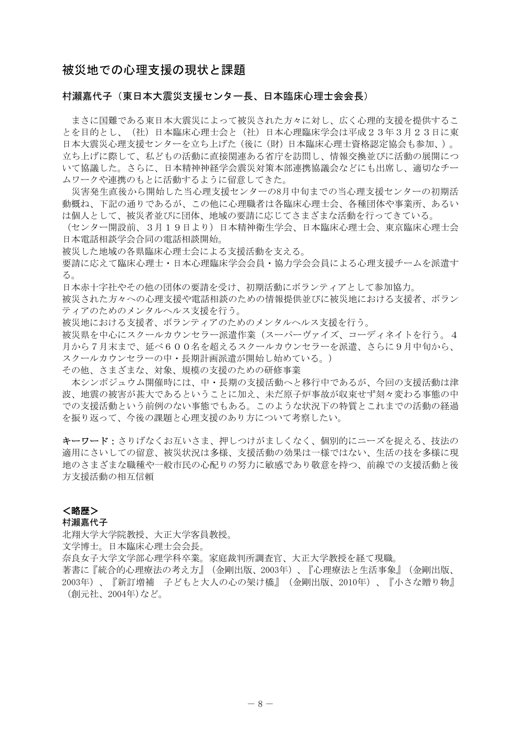## 被災地での心理支援の現状と課題

### 村瀬嘉代子（東日本大震災支援センター長、日本臨床心理士会会長）

まさに国難である東日本大震災によって被災された方々に対し、広く心理的支援を提供することを目的とし、（社）日本臨床心理士会と（社）日本心理臨床学会は平成２３年３月２３日に東日本大震災心理支援センターを立ち上げた（後に（財）日本臨床心理士資格認定協会も参加、）。立ち上げに際して、私どもの活動に直接関連ある省庁を訪問し、情報交換並びに活動の展開について協議した。さらに、日本精神神経学会震災対策本部連携協議会などにも出席し、適切なチームワークや連携のもとに活動するように留意してきた。

災害発生直後から開始した当心理支援センターの8月中旬までの当心理支援センターの初期活動概ね、下記の通りであるが、この他に心理職者は各臨床心理士会、各種団体や事業所、あるいは個人として、被災者並びに団体、地域の要請に応じてさまざまな活動を行ってきている。

（センター開設前、３月１９日より）日本精神衛生学会、日本臨床心理士会、東京臨床心理士会日本電話相談学会合同の電話相談開始。

被災した地域の各県臨床心理士会による支援活動を支える。

要請に応えて臨床心理士・日本心理臨床学会会員・協力学会会員による心理支援チームを派遣する。

日本赤十字社やその他の団体の要請を受け、初期活動にボランティアとして参加協力。

被災された方々への心理支援や電話相談のための情報提供並びに被災地における支援者、ボランティアのためのメンタルヘルス支援を行う。

被災地における支援者、ボランティアのためのメンタルヘルス支援を行う。

被災県を中心にスクールカウンセラー派遣作業（スーパーヴァイズ、コーディネイトを行う。４月から７月末まで、延べ６００名を超えるスクールカウンセラーを派遣、さらに９月中旬から、スクールカウンセラーの中・長期計画派遣が開始し始めている。）

その他、さまざまな、対象、規模の支援のための研修事業

本シンポジュウム開催時には、中・長期の支援活動へと移行中であるが、今回の支援活動は津波、地震の被害が甚大であるということに加え、未だ原子炉事故が収束せず刻々変わる事態の中での支援活動という前例のない事態でもある。このような状況下の特質とこれまでの活動の経過を振り返って、今後の課題と心理支援のあり方について考察したい。

**キーワード：** さりげなくお互いさま、押しつけがましくなく、個別的にニーズを捉える、技法の適用にさいしての留意、被災状況は多様、支援活動の効果は一様ではない、生活の技を多様に現地のさまざまな職種や一般市民の心配りの努力に敏感であり敬意を持つ、前線での支援活動と後方支援活動の相互信頼

### ＜略歴＞

**村瀬嘉代子**

北翔大学大学院教授、大正大学客員教授。

文学博士。日本臨床心理士会会長。

奈良女子大学文学部心理学科卒業。家庭裁判所調査官、大正大学教授を経て現職。

著書に『統合的心理療法の考え方』（金剛出版、2003年）、『心理療法と生活事象』（金剛出版、2003年）、『新訂増補　子どもと大人の心の架け橋』（金剛出版、2010年）、『小さな贈り物』（創元社、2004年)など。